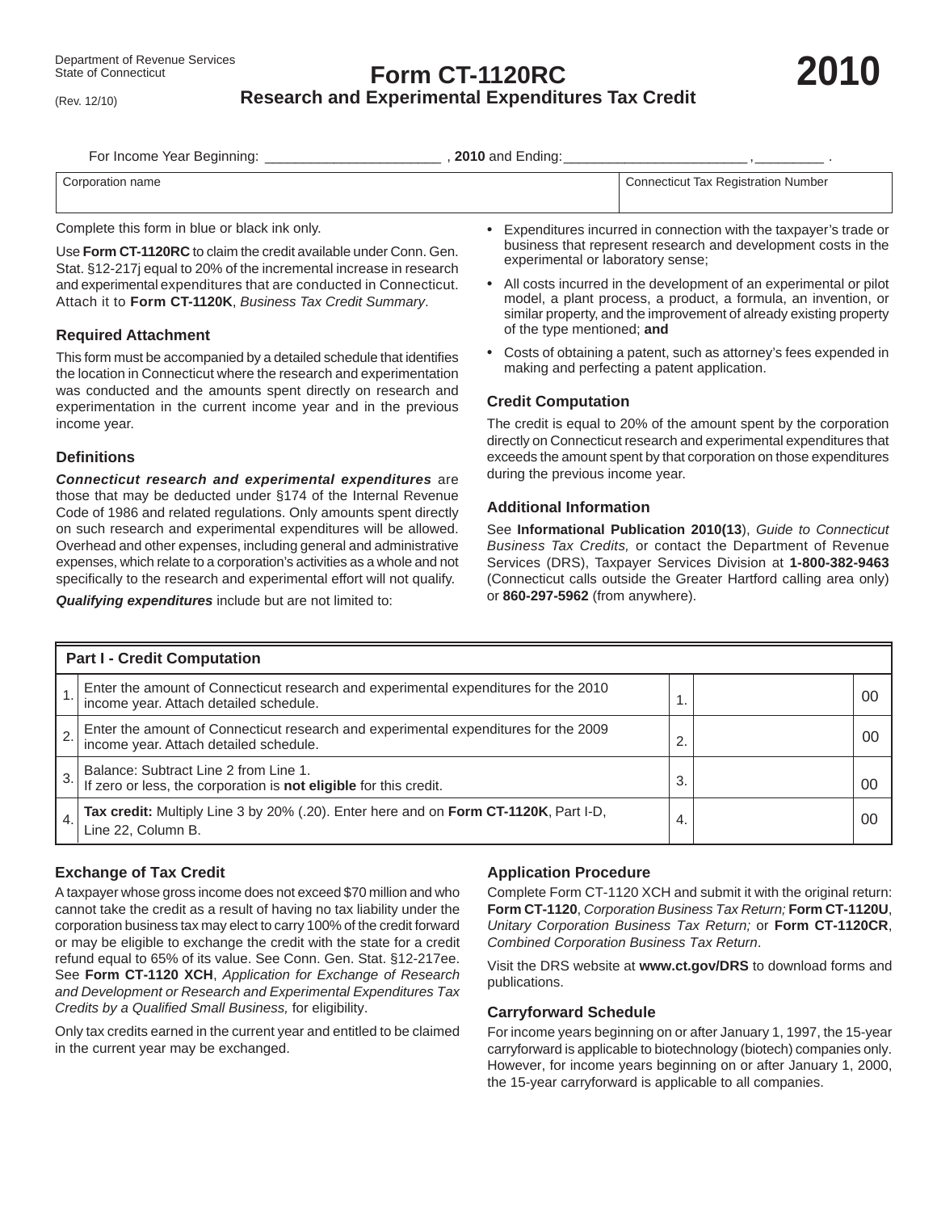Department of Revenue Services
State of Connecticut
(Rev. 12/10)

# Form CT-1120RC

## Research and Experimental Expenditures Tax Credit

# 2010

For Income Year Beginning: ______________________ , **2010** and Ending: ________________________ , _________ .

| Corporation name | Connecticut Tax Registration Number |
|---|---|
| | |

Complete this form in blue or black ink only.

Use **Form CT-1120RC** to claim the credit available under Conn. Gen. Stat. §12-217j equal to 20% of the incremental increase in research and experimental expenditures that are conducted in Connecticut. Attach it to **Form CT-1120K**, *Business Tax Credit Summary*.

### Required Attachment

This form must be accompanied by a detailed schedule that identifies the location in Connecticut where the research and experimentation was conducted and the amounts spent directly on research and experimentation in the current income year and in the previous income year.

### Definitions

***Connecticut research and experimental expenditures*** are those that may be deducted under §174 of the Internal Revenue Code of 1986 and related regulations. Only amounts spent directly on such research and experimental expenditures will be allowed. Overhead and other expenses, including general and administrative expenses, which relate to a corporation's activities as a whole and not specifically to the research and experimental effort will not qualify.

***Qualifying expenditures*** include but are not limited to:

- Expenditures incurred in connection with the taxpayer's trade or business that represent research and development costs in the experimental or laboratory sense;
- All costs incurred in the development of an experimental or pilot model, a plant process, a product, a formula, an invention, or similar property, and the improvement of already existing property of the type mentioned; **and**
- Costs of obtaining a patent, such as attorney's fees expended in making and perfecting a patent application.

### Credit Computation

The credit is equal to 20% of the amount spent by the corporation directly on Connecticut research and experimental expenditures that exceeds the amount spent by that corporation on those expenditures during the previous income year.

### Additional Information

See **Informational Publication 2010(13**), *Guide to Connecticut Business Tax Credits,* or contact the Department of Revenue Services (DRS), Taxpayer Services Division at **1-800-382-9463** (Connecticut calls outside the Greater Hartford calling area only) or **860-297-5962** (from anywhere).

| **Part I - Credit Computation** | | | | |
|---|---|---|---|---|
| 1. | Enter the amount of Connecticut research and experimental expenditures for the 2010 income year. Attach detailed schedule. | 1. | | 00 |
| 2. | Enter the amount of Connecticut research and experimental expenditures for the 2009 income year. Attach detailed schedule. | 2. | | 00 |
| 3. | Balance: Subtract Line 2 from Line 1. If zero or less, the corporation is **not eligible** for this credit. | 3. | | 00 |
| 4. | **Tax credit:** Multiply Line 3 by 20% (.20). Enter here and on **Form CT-1120K**, Part I-D, Line 22, Column B. | 4. | | 00 |

### Exchange of Tax Credit

A taxpayer whose gross income does not exceed $70 million and who cannot take the credit as a result of having no tax liability under the corporation business tax may elect to carry 100% of the credit forward or may be eligible to exchange the credit with the state for a credit refund equal to 65% of its value. See Conn. Gen. Stat. §12-217ee. See **Form CT-1120 XCH**, *Application for Exchange of Research and Development or Research and Experimental Expenditures Tax Credits by a Qualified Small Business,* for eligibility.

Only tax credits earned in the current year and entitled to be claimed in the current year may be exchanged.

### Application Procedure

Complete Form CT-1120 XCH and submit it with the original return: **Form CT-1120**, *Corporation Business Tax Return;* **Form CT-1120U**, *Unitary Corporation Business Tax Return;* or **Form CT-1120CR**, *Combined Corporation Business Tax Return*.

Visit the DRS website at **www.ct.gov/DRS** to download forms and publications.

### Carryforward Schedule

For income years beginning on or after January 1, 1997, the 15-year carryforward is applicable to biotechnology (biotech) companies only. However, for income years beginning on or after January 1, 2000, the 15-year carryforward is applicable to all companies.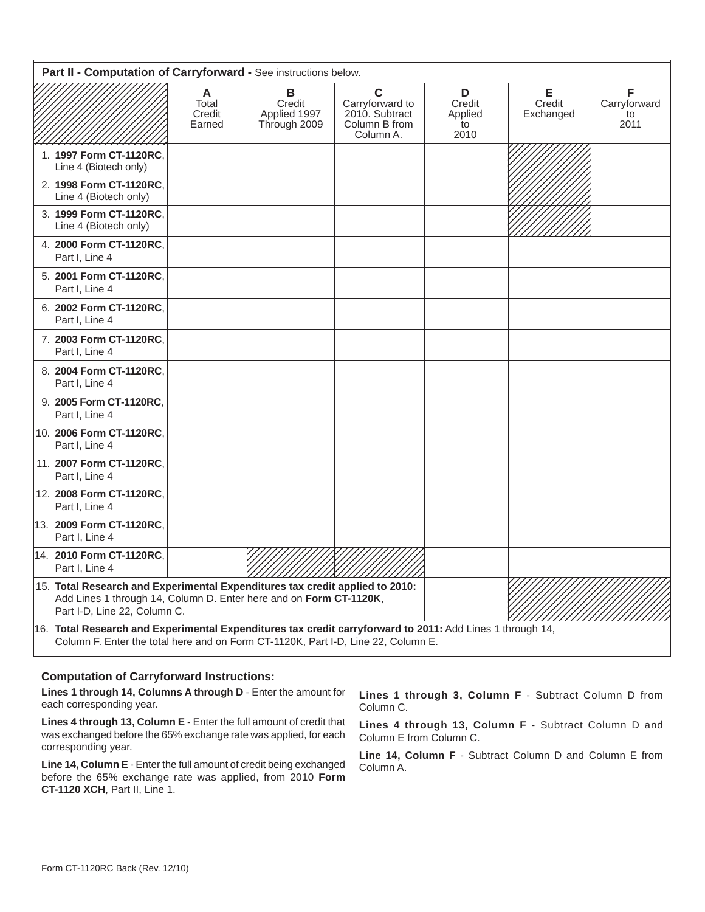## Part II - Computation of Carryforward - See instructions below.

| | A Total Credit Earned | B Credit Applied 1997 Through 2009 | C Carryforward to 2010. Subtract Column B from Column A. | D Credit Applied to 2010 | E Credit Exchanged | F Carryforward to 2011 |
|---|---|---|---|---|---|---|
| 1. **1997 Form CT-1120RC**, Line 4 (Biotech only) | | | | | | |
| 2. **1998 Form CT-1120RC**, Line 4 (Biotech only) | | | | | | |
| 3. **1999 Form CT-1120RC**, Line 4 (Biotech only) | | | | | | |
| 4. **2000 Form CT-1120RC**, Part I, Line 4 | | | | | | |
| 5. **2001 Form CT-1120RC**, Part I, Line 4 | | | | | | |
| 6. **2002 Form CT-1120RC**, Part I, Line 4 | | | | | | |
| 7. **2003 Form CT-1120RC**, Part I, Line 4 | | | | | | |
| 8. **2004 Form CT-1120RC**, Part I, Line 4 | | | | | | |
| 9. **2005 Form CT-1120RC**, Part I, Line 4 | | | | | | |
| 10. **2006 Form CT-1120RC**, Part I, Line 4 | | | | | | |
| 11. **2007 Form CT-1120RC**, Part I, Line 4 | | | | | | |
| 12. **2008 Form CT-1120RC**, Part I, Line 4 | | | | | | |
| 13. **2009 Form CT-1120RC**, Part I, Line 4 | | | | | | |
| 14. **2010 Form CT-1120RC**, Part I, Line 4 | | | | | | |
| 15. **Total Research and Experimental Expenditures tax credit applied to 2010:** Add Lines 1 through 14, Column D. Enter here and on **Form CT-1120K**, Part I-D, Line 22, Column C. | | | | | | |
| 16. **Total Research and Experimental Expenditures tax credit carryforward to 2011:** Add Lines 1 through 14, Column F. Enter the total here and on Form CT-1120K, Part I-D, Line 22, Column E. | | | | | | |

### Computation of Carryforward Instructions:

**Lines 1 through 14, Columns A through D** - Enter the amount for each corresponding year.

**Lines 4 through 13, Column E** - Enter the full amount of credit that was exchanged before the 65% exchange rate was applied, for each corresponding year.

**Line 14, Column E** - Enter the full amount of credit being exchanged before the 65% exchange rate was applied, from 2010 **Form CT-1120 XCH**, Part II, Line 1.

**Lines 1 through 3, Column F** - Subtract Column D from Column C.

**Lines 4 through 13, Column F** - Subtract Column D and Column E from Column C.

**Line 14, Column F** - Subtract Column D and Column E from Column A.

Form CT-1120RC Back (Rev. 12/10)